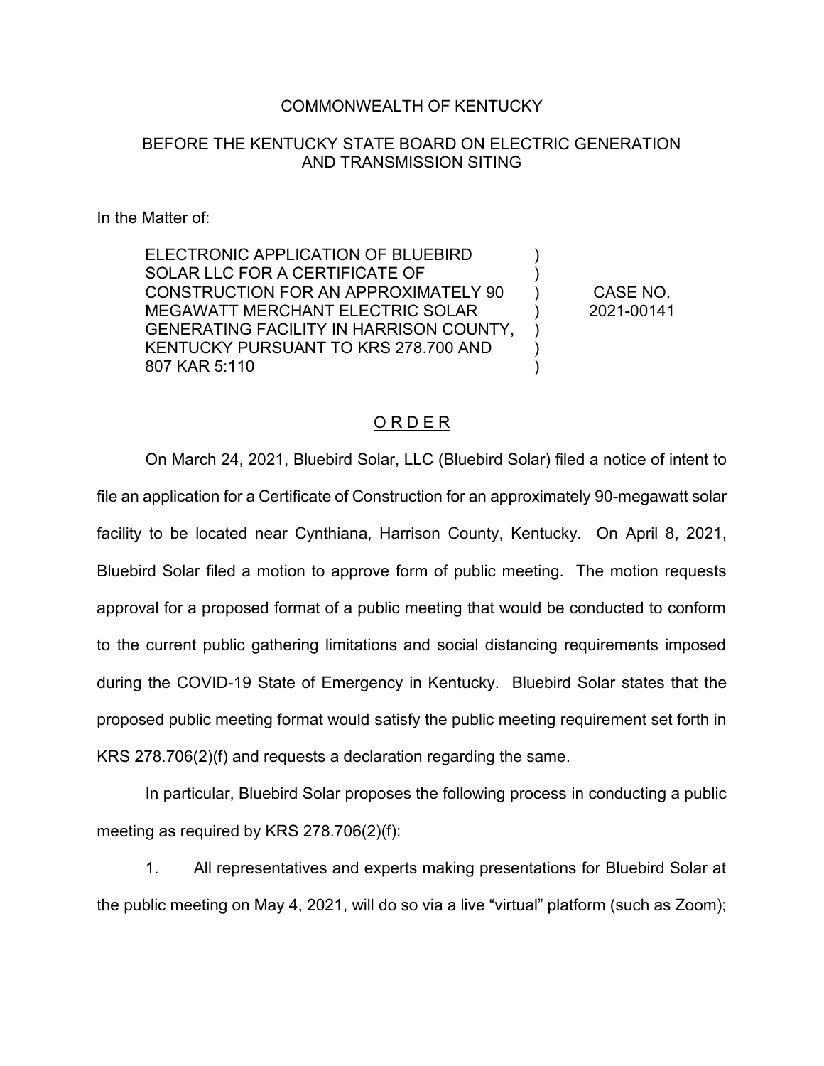COMMONWEALTH OF KENTUCKY

BEFORE THE KENTUCKY STATE BOARD ON ELECTRIC GENERATION AND TRANSMISSION SITING

In the Matter of:

| | |
|---|---|
| ELECTRONIC APPLICATION OF BLUEBIRD SOLAR LLC FOR A CERTIFICATE OF CONSTRUCTION FOR AN APPROXIMATELY 90 MEGAWATT MERCHANT ELECTRIC SOLAR GENERATING FACILITY IN HARRISON COUNTY, KENTUCKY PURSUANT TO KRS 278.700 AND 807 KAR 5:110 | CASE NO. 2021-00141 |

## O R D E R

On March 24, 2021, Bluebird Solar, LLC (Bluebird Solar) filed a notice of intent to file an application for a Certificate of Construction for an approximately 90-megawatt solar facility to be located near Cynthiana, Harrison County, Kentucky. On April 8, 2021, Bluebird Solar filed a motion to approve form of public meeting. The motion requests approval for a proposed format of a public meeting that would be conducted to conform to the current public gathering limitations and social distancing requirements imposed during the COVID-19 State of Emergency in Kentucky. Bluebird Solar states that the proposed public meeting format would satisfy the public meeting requirement set forth in KRS 278.706(2)(f) and requests a declaration regarding the same.

In particular, Bluebird Solar proposes the following process in conducting a public meeting as required by KRS 278.706(2)(f):

1. All representatives and experts making presentations for Bluebird Solar at the public meeting on May 4, 2021, will do so via a live "virtual" platform (such as Zoom);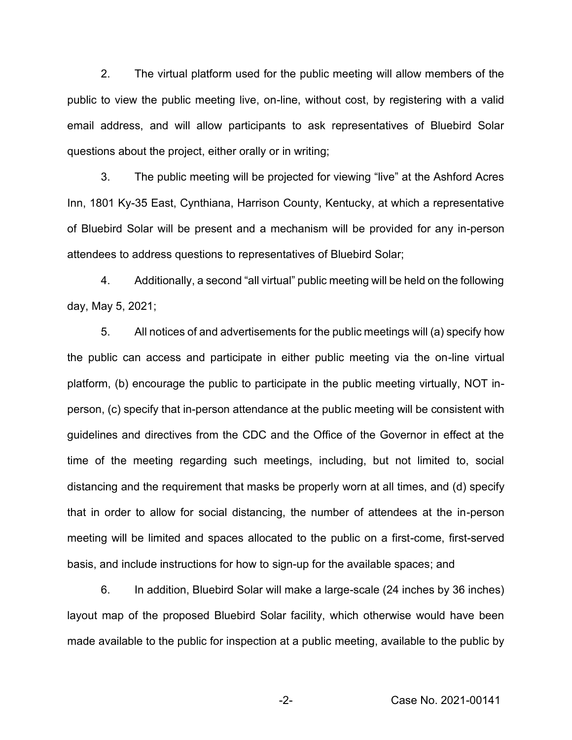2. The virtual platform used for the public meeting will allow members of the public to view the public meeting live, on-line, without cost, by registering with a valid email address, and will allow participants to ask representatives of Bluebird Solar questions about the project, either orally or in writing;

3. The public meeting will be projected for viewing "live" at the Ashford Acres Inn, 1801 Ky-35 East, Cynthiana, Harrison County, Kentucky, at which a representative of Bluebird Solar will be present and a mechanism will be provided for any in-person attendees to address questions to representatives of Bluebird Solar;

4. Additionally, a second "all virtual" public meeting will be held on the following day, May 5, 2021;

5. All notices of and advertisements for the public meetings will (a) specify how the public can access and participate in either public meeting via the on-line virtual platform, (b) encourage the public to participate in the public meeting virtually, NOT in-person, (c) specify that in-person attendance at the public meeting will be consistent with guidelines and directives from the CDC and the Office of the Governor in effect at the time of the meeting regarding such meetings, including, but not limited to, social distancing and the requirement that masks be properly worn at all times, and (d) specify that in order to allow for social distancing, the number of attendees at the in-person meeting will be limited and spaces allocated to the public on a first-come, first-served basis, and include instructions for how to sign-up for the available spaces; and

6. In addition, Bluebird Solar will make a large-scale (24 inches by 36 inches) layout map of the proposed Bluebird Solar facility, which otherwise would have been made available to the public for inspection at a public meeting, available to the public by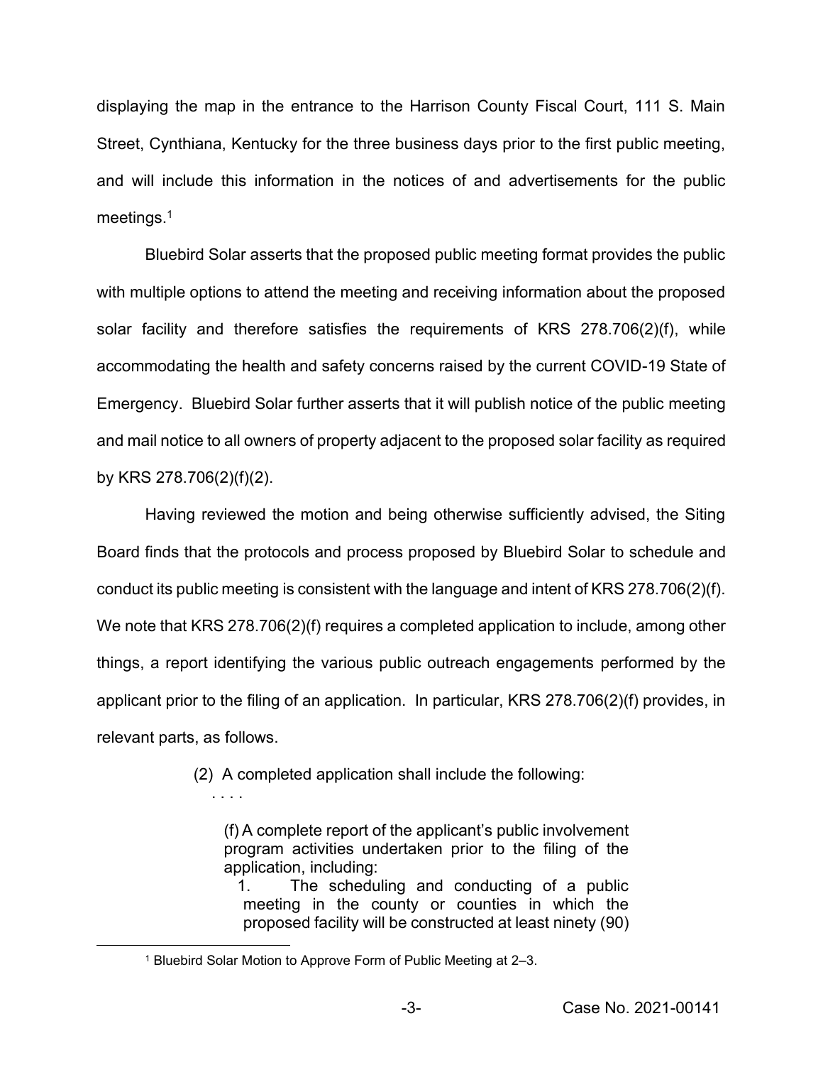displaying the map in the entrance to the Harrison County Fiscal Court, 111 S. Main Street, Cynthiana, Kentucky for the three business days prior to the first public meeting, and will include this information in the notices of and advertisements for the public meetings.[1]

Bluebird Solar asserts that the proposed public meeting format provides the public with multiple options to attend the meeting and receiving information about the proposed solar facility and therefore satisfies the requirements of KRS 278.706(2)(f), while accommodating the health and safety concerns raised by the current COVID-19 State of Emergency. Bluebird Solar further asserts that it will publish notice of the public meeting and mail notice to all owners of property adjacent to the proposed solar facility as required by KRS 278.706(2)(f)(2).

Having reviewed the motion and being otherwise sufficiently advised, the Siting Board finds that the protocols and process proposed by Bluebird Solar to schedule and conduct its public meeting is consistent with the language and intent of KRS 278.706(2)(f). We note that KRS 278.706(2)(f) requires a completed application to include, among other things, a report identifying the various public outreach engagements performed by the applicant prior to the filing of an application. In particular, KRS 278.706(2)(f) provides, in relevant parts, as follows.

> (2) A completed application shall include the following:
>
> . . . .
>
> (f) A complete report of the applicant's public involvement program activities undertaken prior to the filing of the application, including:
>
> 1. The scheduling and conducting of a public meeting in the county or counties in which the proposed facility will be constructed at least ninety (90)

[1] Bluebird Solar Motion to Approve Form of Public Meeting at 2–3.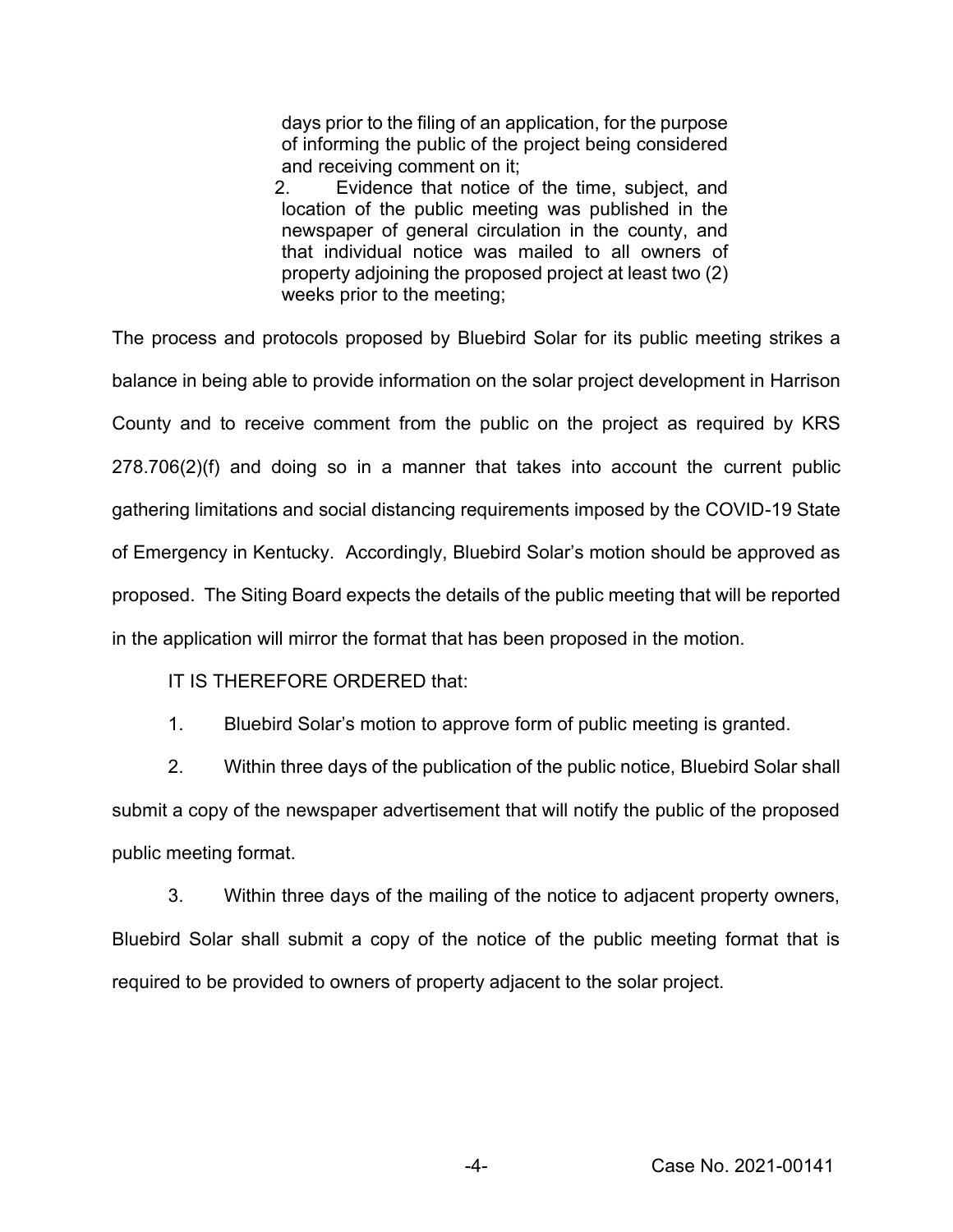> days prior to the filing of an application, for the purpose of informing the public of the project being considered and receiving comment on it;
>
> 2. Evidence that notice of the time, subject, and location of the public meeting was published in the newspaper of general circulation in the county, and that individual notice was mailed to all owners of property adjoining the proposed project at least two (2) weeks prior to the meeting;

The process and protocols proposed by Bluebird Solar for its public meeting strikes a balance in being able to provide information on the solar project development in Harrison County and to receive comment from the public on the project as required by KRS 278.706(2)(f) and doing so in a manner that takes into account the current public gathering limitations and social distancing requirements imposed by the COVID-19 State of Emergency in Kentucky. Accordingly, Bluebird Solar's motion should be approved as proposed. The Siting Board expects the details of the public meeting that will be reported in the application will mirror the format that has been proposed in the motion.

IT IS THEREFORE ORDERED that:

1. Bluebird Solar's motion to approve form of public meeting is granted.

2. Within three days of the publication of the public notice, Bluebird Solar shall submit a copy of the newspaper advertisement that will notify the public of the proposed public meeting format.

3. Within three days of the mailing of the notice to adjacent property owners, Bluebird Solar shall submit a copy of the notice of the public meeting format that is required to be provided to owners of property adjacent to the solar project.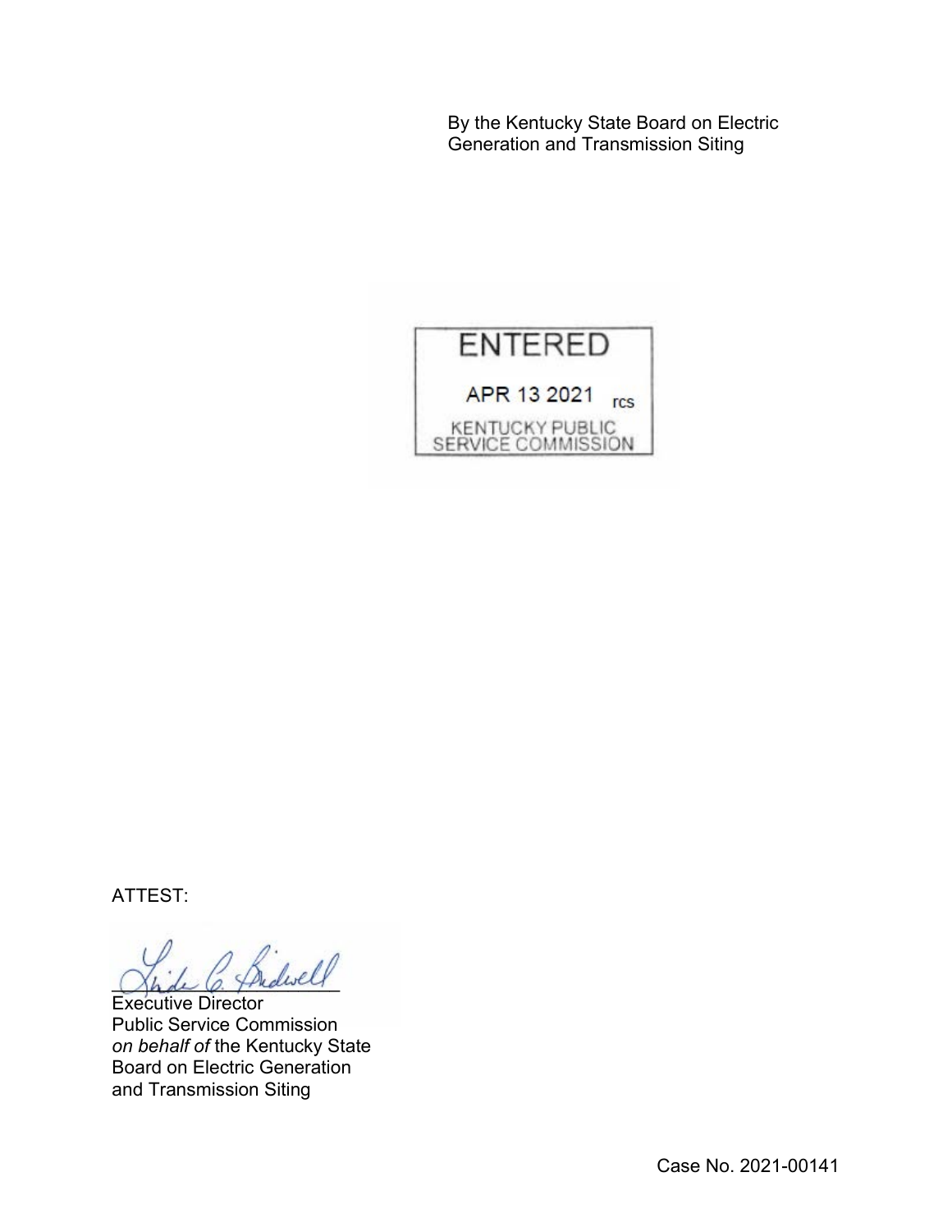By the Kentucky State Board on Electric Generation and Transmission Siting

ENTERED

APR 13 2021 rcs

KENTUCKY PUBLIC SERVICE COMMISSION

ATTEST:

Executive Director
Public Service Commission
*on behalf of* the Kentucky State Board on Electric Generation and Transmission Siting

Case No. 2021-00141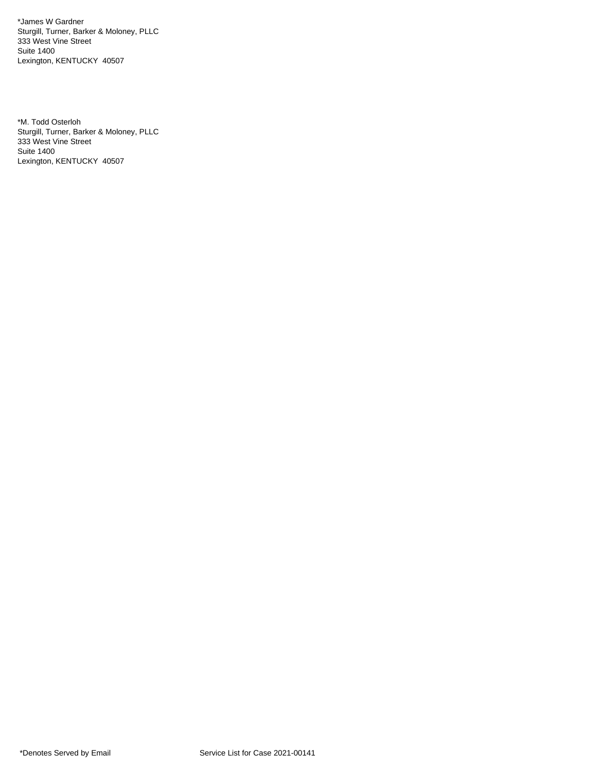*James W Gardner
Sturgill, Turner, Barker & Moloney, PLLC
333 West Vine Street
Suite 1400
Lexington, KENTUCKY  40507

*M. Todd Osterloh
Sturgill, Turner, Barker & Moloney, PLLC
333 West Vine Street
Suite 1400
Lexington, KENTUCKY  40507

*Denotes Served by Email          Service List for Case 2021-00141